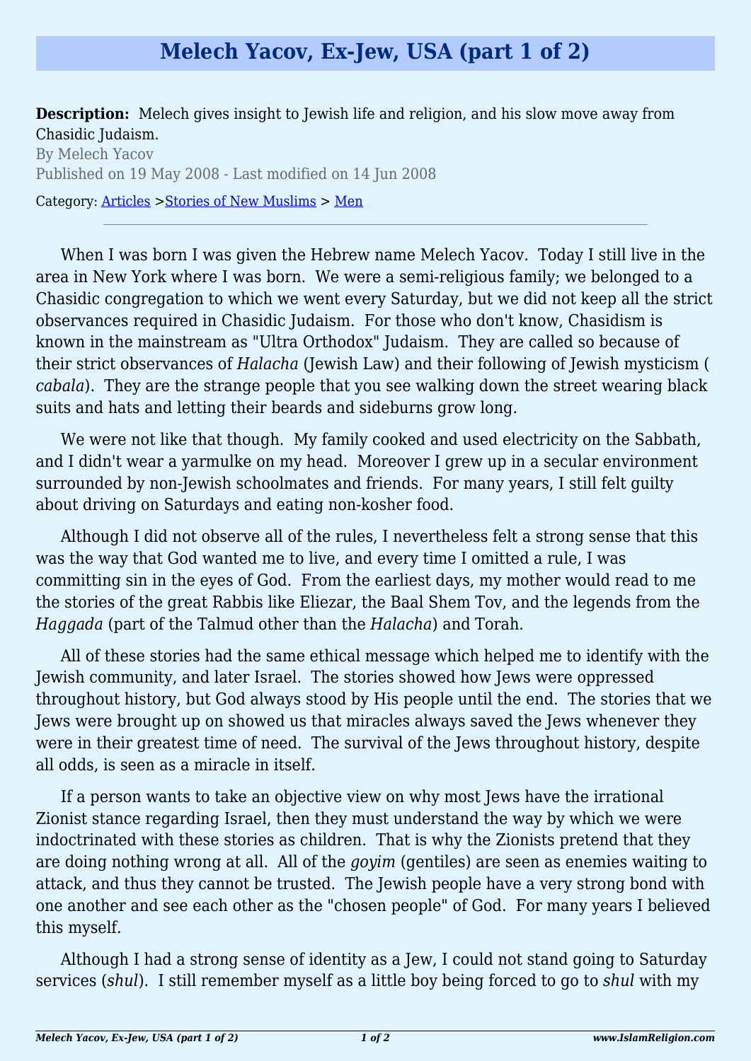# Melech Yacov, Ex-Jew, USA (part 1 of 2)

**Description:** Melech gives insight to Jewish life and religion, and his slow move away from Chasidic Judaism.

By Melech Yacov

Published on 19 May 2008 - Last modified on 14 Jun 2008

Category: Articles >Stories of New Muslims > Men

---

When I was born I was given the Hebrew name Melech Yacov. Today I still live in the area in New York where I was born. We were a semi-religious family; we belonged to a Chasidic congregation to which we went every Saturday, but we did not keep all the strict observances required in Chasidic Judaism. For those who don't know, Chasidism is known in the mainstream as "Ultra Orthodox" Judaism. They are called so because of their strict observances of *Halacha* (Jewish Law) and their following of Jewish mysticism (*cabala*). They are the strange people that you see walking down the street wearing black suits and hats and letting their beards and sideburns grow long.

We were not like that though. My family cooked and used electricity on the Sabbath, and I didn't wear a yarmulke on my head. Moreover I grew up in a secular environment surrounded by non-Jewish schoolmates and friends. For many years, I still felt guilty about driving on Saturdays and eating non-kosher food.

Although I did not observe all of the rules, I nevertheless felt a strong sense that this was the way that God wanted me to live, and every time I omitted a rule, I was committing sin in the eyes of God. From the earliest days, my mother would read to me the stories of the great Rabbis like Eliezar, the Baal Shem Tov, and the legends from the *Haggada* (part of the Talmud other than the *Halacha*) and Torah.

All of these stories had the same ethical message which helped me to identify with the Jewish community, and later Israel. The stories showed how Jews were oppressed throughout history, but God always stood by His people until the end. The stories that we Jews were brought up on showed us that miracles always saved the Jews whenever they were in their greatest time of need. The survival of the Jews throughout history, despite all odds, is seen as a miracle in itself.

If a person wants to take an objective view on why most Jews have the irrational Zionist stance regarding Israel, then they must understand the way by which we were indoctrinated with these stories as children. That is why the Zionists pretend that they are doing nothing wrong at all. All of the *goyim* (gentiles) are seen as enemies waiting to attack, and thus they cannot be trusted. The Jewish people have a very strong bond with one another and see each other as the "chosen people" of God. For many years I believed this myself.

Although I had a strong sense of identity as a Jew, I could not stand going to Saturday services (*shul*). I still remember myself as a little boy being forced to go to *shul* with my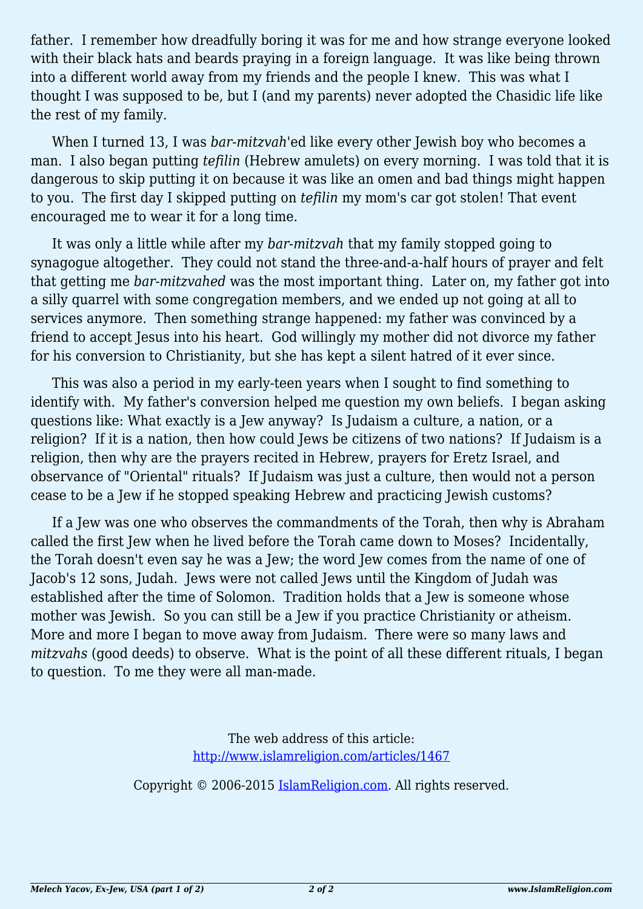father. I remember how dreadfully boring it was for me and how strange everyone looked with their black hats and beards praying in a foreign language. It was like being thrown into a different world away from my friends and the people I knew. This was what I thought I was supposed to be, but I (and my parents) never adopted the Chasidic life like the rest of my family.

When I turned 13, I was *bar-mitzvah*'ed like every other Jewish boy who becomes a man. I also began putting *tefilin* (Hebrew amulets) on every morning. I was told that it is dangerous to skip putting it on because it was like an omen and bad things might happen to you. The first day I skipped putting on *tefilin* my mom's car got stolen! That event encouraged me to wear it for a long time.

It was only a little while after my *bar-mitzvah* that my family stopped going to synagogue altogether. They could not stand the three-and-a-half hours of prayer and felt that getting me *bar-mitzvahed* was the most important thing. Later on, my father got into a silly quarrel with some congregation members, and we ended up not going at all to services anymore. Then something strange happened: my father was convinced by a friend to accept Jesus into his heart. God willingly my mother did not divorce my father for his conversion to Christianity, but she has kept a silent hatred of it ever since.

This was also a period in my early-teen years when I sought to find something to identify with. My father's conversion helped me question my own beliefs. I began asking questions like: What exactly is a Jew anyway? Is Judaism a culture, a nation, or a religion? If it is a nation, then how could Jews be citizens of two nations? If Judaism is a religion, then why are the prayers recited in Hebrew, prayers for Eretz Israel, and observance of "Oriental" rituals? If Judaism was just a culture, then would not a person cease to be a Jew if he stopped speaking Hebrew and practicing Jewish customs?

If a Jew was one who observes the commandments of the Torah, then why is Abraham called the first Jew when he lived before the Torah came down to Moses? Incidentally, the Torah doesn't even say he was a Jew; the word Jew comes from the name of one of Jacob's 12 sons, Judah. Jews were not called Jews until the Kingdom of Judah was established after the time of Solomon. Tradition holds that a Jew is someone whose mother was Jewish. So you can still be a Jew if you practice Christianity or atheism. More and more I began to move away from Judaism. There were so many laws and *mitzvahs* (good deeds) to observe. What is the point of all these different rituals, I began to question. To me they were all man-made.

The web address of this article:
[http://www.islamreligion.com/articles/1467](http://www.islamreligion.com/articles/1467)

Copyright © 2006-2015 [IslamReligion.com](http://www.islamreligion.com). All rights reserved.